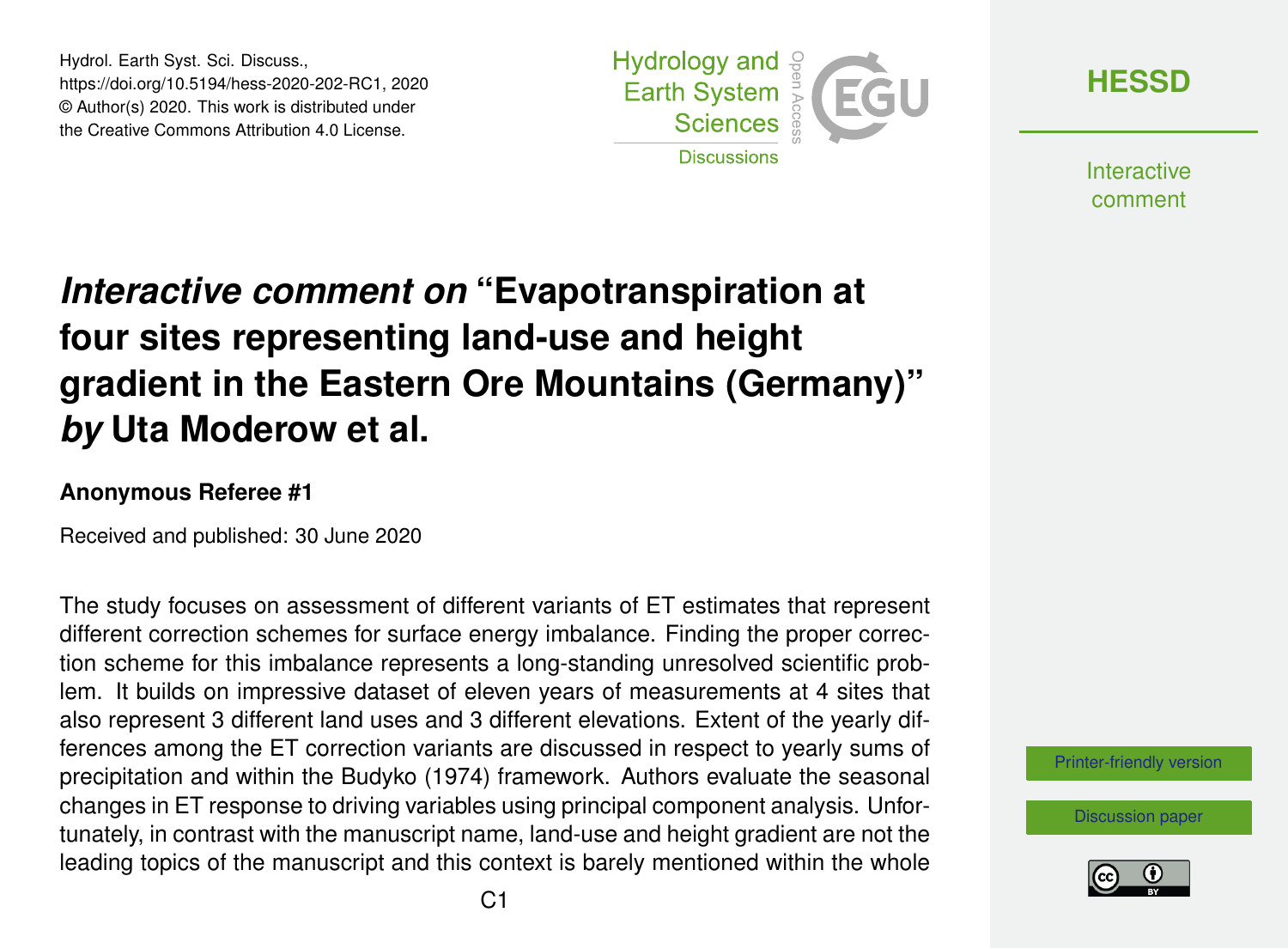# *Interactive comment on* "Evapotranspiration at four sites representing land-use and height gradient in the Eastern Ore Mountains (Germany)" *by* Uta Moderow et al.

**Anonymous Referee #1**

Received and published: 30 June 2020

The study focuses on assessment of different variants of ET estimates that represent different correction schemes for surface energy imbalance. Finding the proper correction scheme for this imbalance represents a long-standing unresolved scientific problem. It builds on impressive dataset of eleven years of measurements at 4 sites that also represent 3 different land uses and 3 different elevations. Extent of the yearly differences among the ET correction variants are discussed in respect to yearly sums of precipitation and within the Budyko (1974) framework. Authors evaluate the seasonal changes in ET response to driving variables using principal component analysis. Unfortunately, in contrast with the manuscript name, land-use and height gradient are not the leading topics of the manuscript and this context is barely mentioned within the whole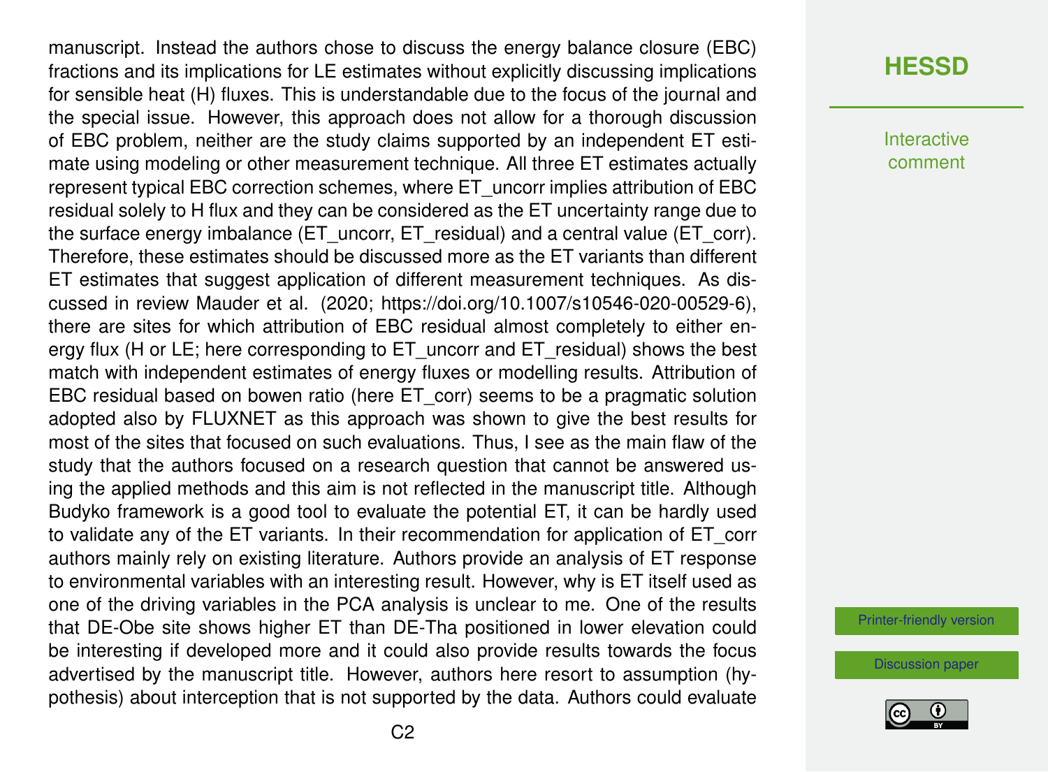manuscript. Instead the authors chose to discuss the energy balance closure (EBC) fractions and its implications for LE estimates without explicitly discussing implications for sensible heat (H) fluxes. This is understandable due to the focus of the journal and the special issue. However, this approach does not allow for a thorough discussion of EBC problem, neither are the study claims supported by an independent ET estimate using modeling or other measurement technique. All three ET estimates actually represent typical EBC correction schemes, where ET_uncorr implies attribution of EBC residual solely to H flux and they can be considered as the ET uncertainty range due to the surface energy imbalance (ET_uncorr, ET_residual) and a central value (ET_corr). Therefore, these estimates should be discussed more as the ET variants than different ET estimates that suggest application of different measurement techniques. As discussed in review Mauder et al. (2020; https://doi.org/10.1007/s10546-020-00529-6), there are sites for which attribution of EBC residual almost completely to either energy flux (H or LE; here corresponding to ET_uncorr and ET_residual) shows the best match with independent estimates of energy fluxes or modelling results. Attribution of EBC residual based on bowen ratio (here ET_corr) seems to be a pragmatic solution adopted also by FLUXNET as this approach was shown to give the best results for most of the sites that focused on such evaluations. Thus, I see as the main flaw of the study that the authors focused on a research question that cannot be answered using the applied methods and this aim is not reflected in the manuscript title. Although Budyko framework is a good tool to evaluate the potential ET, it can be hardly used to validate any of the ET variants. In their recommendation for application of ET_corr authors mainly rely on existing literature. Authors provide an analysis of ET response to environmental variables with an interesting result. However, why is ET itself used as one of the driving variables in the PCA analysis is unclear to me. One of the results that DE-Obe site shows higher ET than DE-Tha positioned in lower elevation could be interesting if developed more and it could also provide results towards the focus advertised by the manuscript title. However, authors here resort to assumption (hypothesis) about interception that is not supported by the data. Authors could evaluate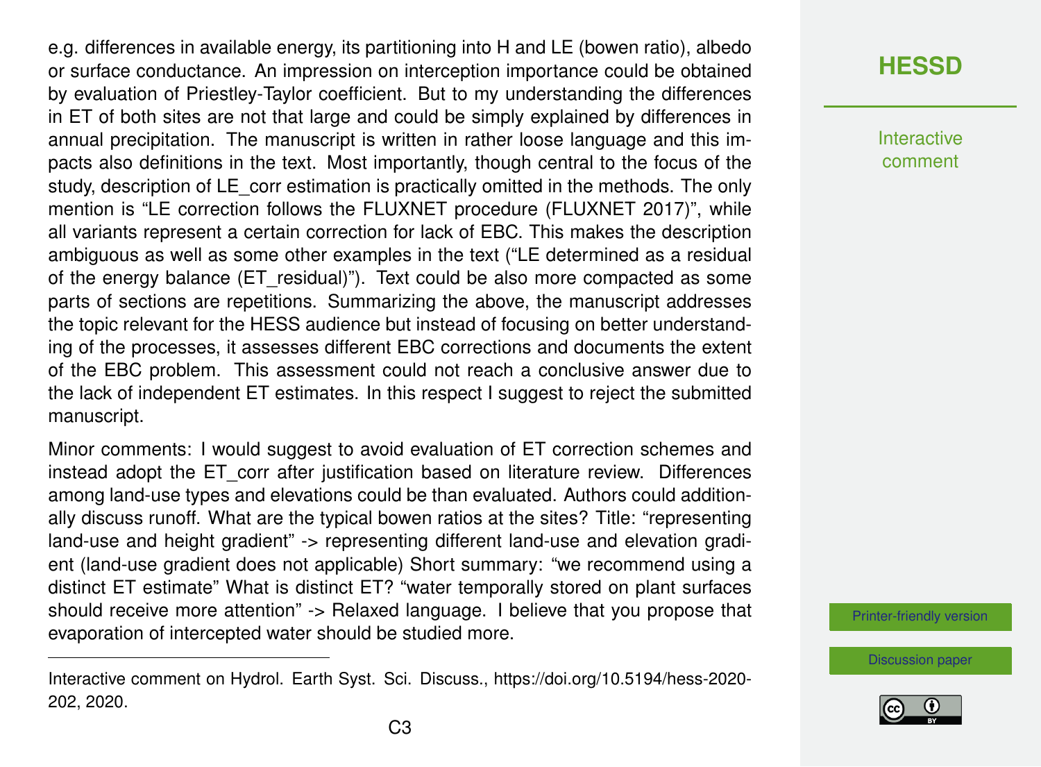e.g. differences in available energy, its partitioning into H and LE (bowen ratio), albedo or surface conductance. An impression on interception importance could be obtained by evaluation of Priestley-Taylor coefficient. But to my understanding the differences in ET of both sites are not that large and could be simply explained by differences in annual precipitation. The manuscript is written in rather loose language and this impacts also definitions in the text. Most importantly, though central to the focus of the study, description of LE_corr estimation is practically omitted in the methods. The only mention is "LE correction follows the FLUXNET procedure (FLUXNET 2017)", while all variants represent a certain correction for lack of EBC. This makes the description ambiguous as well as some other examples in the text ("LE determined as a residual of the energy balance (ET_residual)"). Text could be also more compacted as some parts of sections are repetitions. Summarizing the above, the manuscript addresses the topic relevant for the HESS audience but instead of focusing on better understanding of the processes, it assesses different EBC corrections and documents the extent of the EBC problem. This assessment could not reach a conclusive answer due to the lack of independent ET estimates. In this respect I suggest to reject the submitted manuscript.

Minor comments: I would suggest to avoid evaluation of ET correction schemes and instead adopt the ET_corr after justification based on literature review. Differences among land-use types and elevations could be than evaluated. Authors could additionally discuss runoff. What are the typical bowen ratios at the sites? Title: "representing land-use and height gradient" -> representing different land-use and elevation gradient (land-use gradient does not applicable) Short summary: "we recommend using a distinct ET estimate" What is distinct ET? "water temporally stored on plant surfaces should receive more attention" -> Relaxed language. I believe that you propose that evaporation of intercepted water should be studied more.

Interactive comment on Hydrol. Earth Syst. Sci. Discuss., https://doi.org/10.5194/hess-2020-202, 2020.